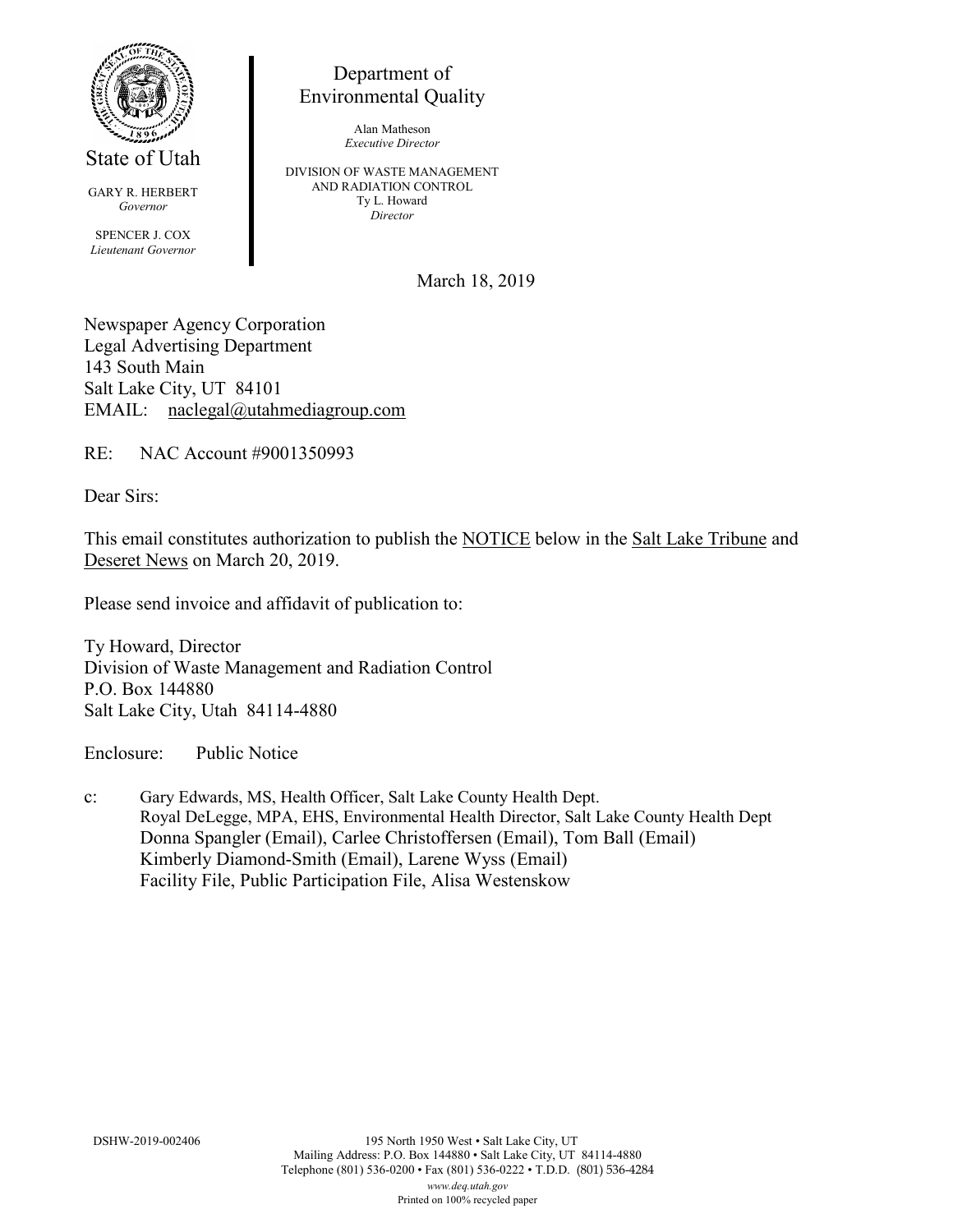State of Utah

GARY R. HERBERT
*Governor*

SPENCER J. COX
*Lieutenant Governor*

Department of
Environmental Quality

Alan Matheson
*Executive Director*

DIVISION OF WASTE MANAGEMENT
AND RADIATION CONTROL
Ty L. Howard
*Director*

March 18, 2019

Newspaper Agency Corporation
Legal Advertising Department
143 South Main
Salt Lake City, UT 84101
EMAIL: naclegal@utahmediagroup.com

RE: NAC Account #9001350993

Dear Sirs:

This email constitutes authorization to publish the NOTICE below in the Salt Lake Tribune and Deseret News on March 20, 2019.

Please send invoice and affidavit of publication to:

Ty Howard, Director
Division of Waste Management and Radiation Control
P.O. Box 144880
Salt Lake City, Utah 84114-4880

Enclosure: Public Notice

c: Gary Edwards, MS, Health Officer, Salt Lake County Health Dept.
Royal DeLegge, MPA, EHS, Environmental Health Director, Salt Lake County Health Dept
Donna Spangler (Email), Carlee Christoffersen (Email), Tom Ball (Email)
Kimberly Diamond-Smith (Email), Larene Wyss (Email)
Facility File, Public Participation File, Alisa Westenskow

DSHW-2019-002406

195 North 1950 West • Salt Lake City, UT
Mailing Address: P.O. Box 144880 • Salt Lake City, UT 84114-4880
Telephone (801) 536-0200 • Fax (801) 536-0222 • T.D.D. (801) 536-4284
*www.deq.utah.gov*
Printed on 100% recycled paper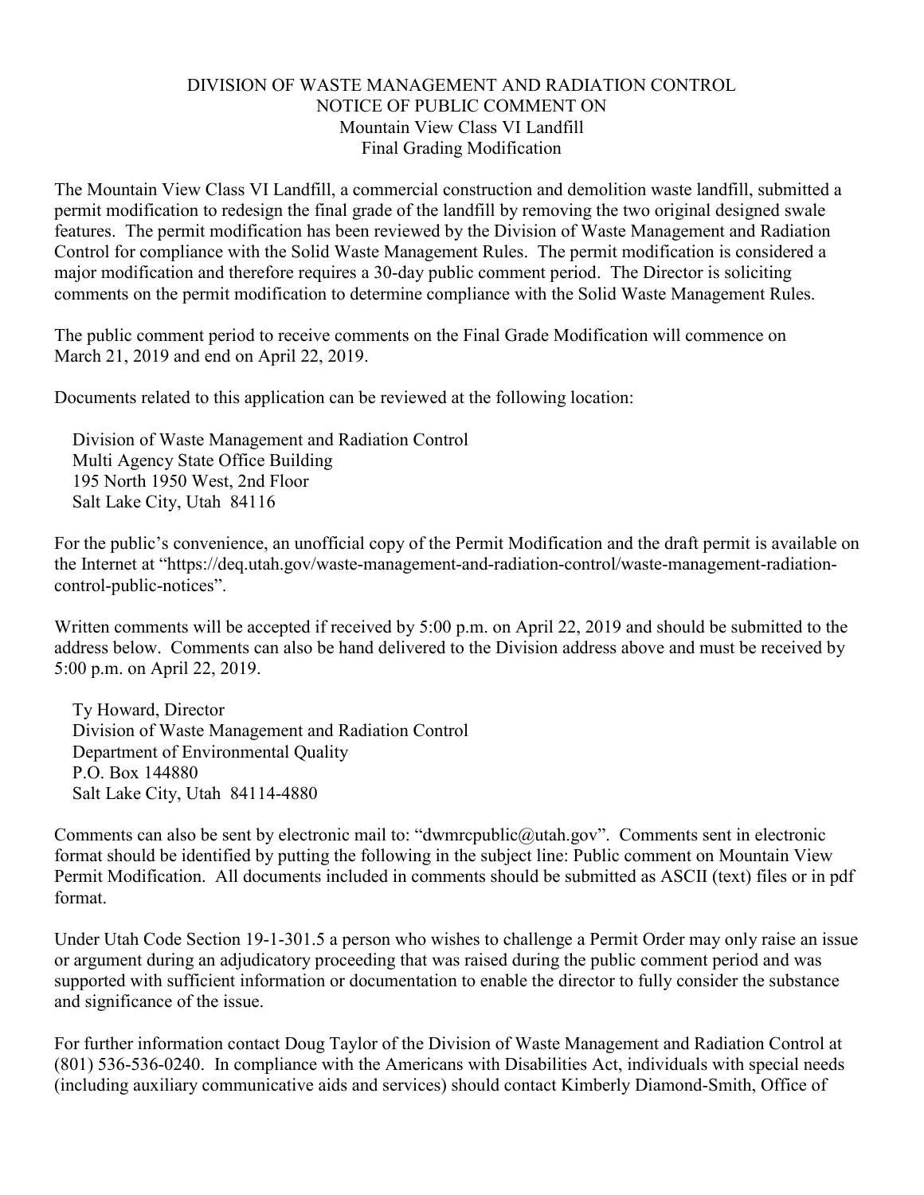DIVISION OF WASTE MANAGEMENT AND RADIATION CONTROL
NOTICE OF PUBLIC COMMENT ON
Mountain View Class VI Landfill
Final Grading Modification

The Mountain View Class VI Landfill, a commercial construction and demolition waste landfill, submitted a permit modification to redesign the final grade of the landfill by removing the two original designed swale features. The permit modification has been reviewed by the Division of Waste Management and Radiation Control for compliance with the Solid Waste Management Rules. The permit modification is considered a major modification and therefore requires a 30-day public comment period. The Director is soliciting comments on the permit modification to determine compliance with the Solid Waste Management Rules.

The public comment period to receive comments on the Final Grade Modification will commence on March 21, 2019 and end on April 22, 2019.

Documents related to this application can be reviewed at the following location:

Division of Waste Management and Radiation Control
Multi Agency State Office Building
195 North 1950 West, 2nd Floor
Salt Lake City, Utah 84116

For the public's convenience, an unofficial copy of the Permit Modification and the draft permit is available on the Internet at "https://deq.utah.gov/waste-management-and-radiation-control/waste-management-radiation-control-public-notices".

Written comments will be accepted if received by 5:00 p.m. on April 22, 2019 and should be submitted to the address below. Comments can also be hand delivered to the Division address above and must be received by 5:00 p.m. on April 22, 2019.

Ty Howard, Director
Division of Waste Management and Radiation Control
Department of Environmental Quality
P.O. Box 144880
Salt Lake City, Utah 84114-4880

Comments can also be sent by electronic mail to: "dwmrcpublic@utah.gov". Comments sent in electronic format should be identified by putting the following in the subject line: Public comment on Mountain View Permit Modification. All documents included in comments should be submitted as ASCII (text) files or in pdf format.

Under Utah Code Section 19-1-301.5 a person who wishes to challenge a Permit Order may only raise an issue or argument during an adjudicatory proceeding that was raised during the public comment period and was supported with sufficient information or documentation to enable the director to fully consider the substance and significance of the issue.

For further information contact Doug Taylor of the Division of Waste Management and Radiation Control at (801) 536-536-0240. In compliance with the Americans with Disabilities Act, individuals with special needs (including auxiliary communicative aids and services) should contact Kimberly Diamond-Smith, Office of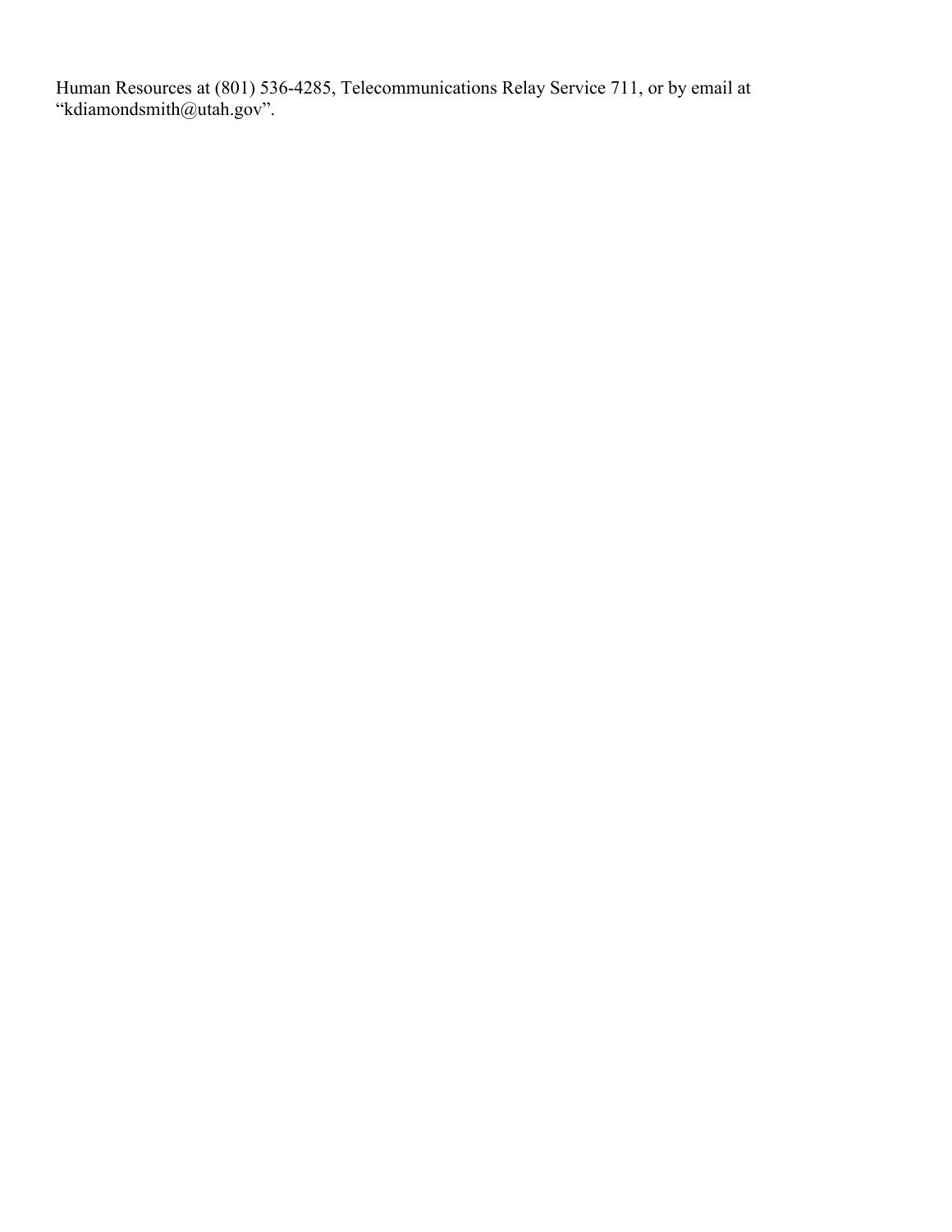Human Resources at (801) 536-4285, Telecommunications Relay Service 711, or by email at "kdiamondsmith@utah.gov".